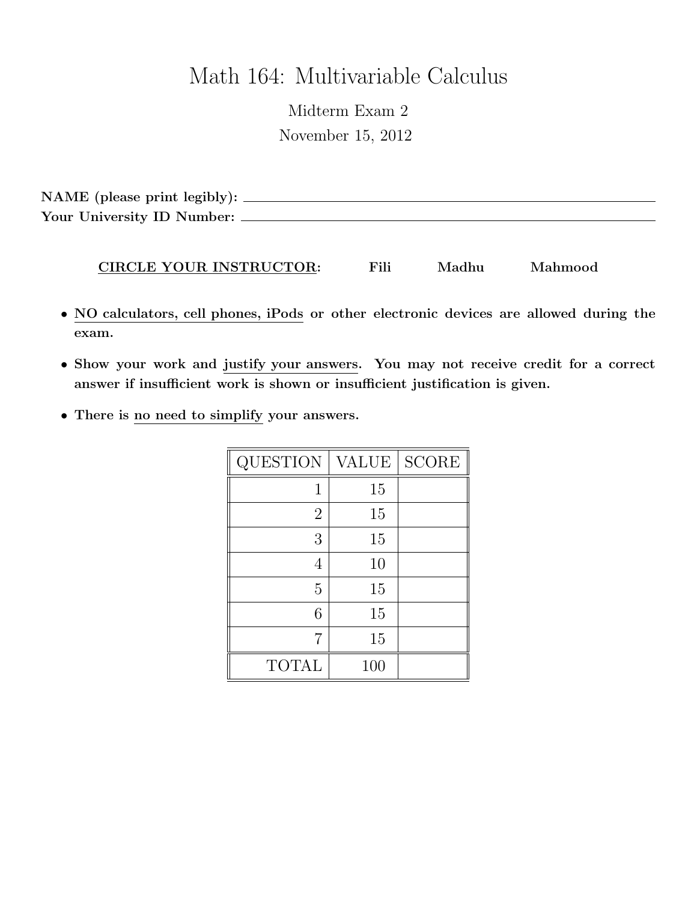# Math 164: Multivariable Calculus

Midterm Exam 2

November 15, 2012

**NAME (please print legibly):** ______________________________

**Your University ID Number:** ______________________________

**CIRCLE YOUR INSTRUCTOR:** **Fili** **Madhu** **Mahmood**

- **NO calculators, cell phones, iPods or other electronic devices are allowed during the exam.**
- **Show your work and justify your answers. You may not receive credit for a correct answer if insufficient work is shown or insufficient justification is given.**
- **There is no need to simplify your answers.**

| QUESTION | VALUE | SCORE |
|---|---|---|
| 1 | 15 | |
| 2 | 15 | |
| 3 | 15 | |
| 4 | 10 | |
| 5 | 15 | |
| 6 | 15 | |
| 7 | 15 | |
| TOTAL | 100 | |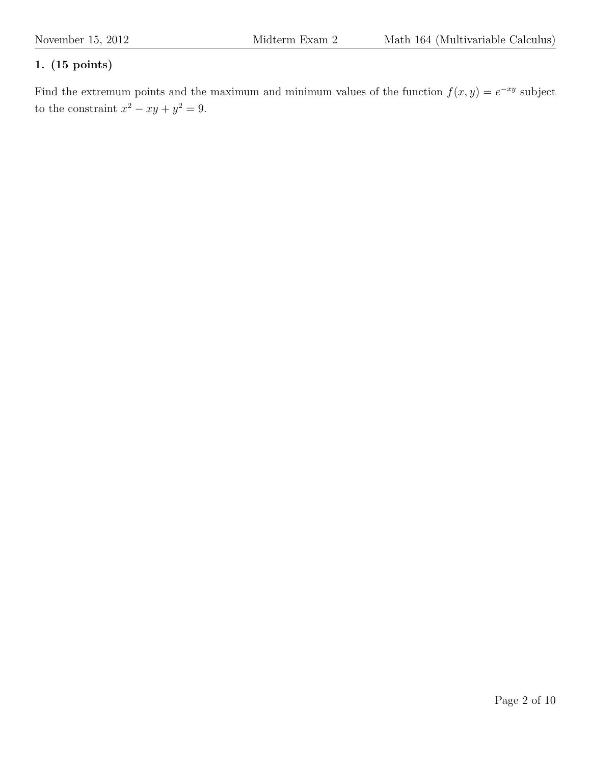**1. (15 points)**

Find the extremum points and the maximum and minimum values of the function $f(x, y) = e^{-xy}$ subject to the constraint $x^2 - xy + y^2 = 9$.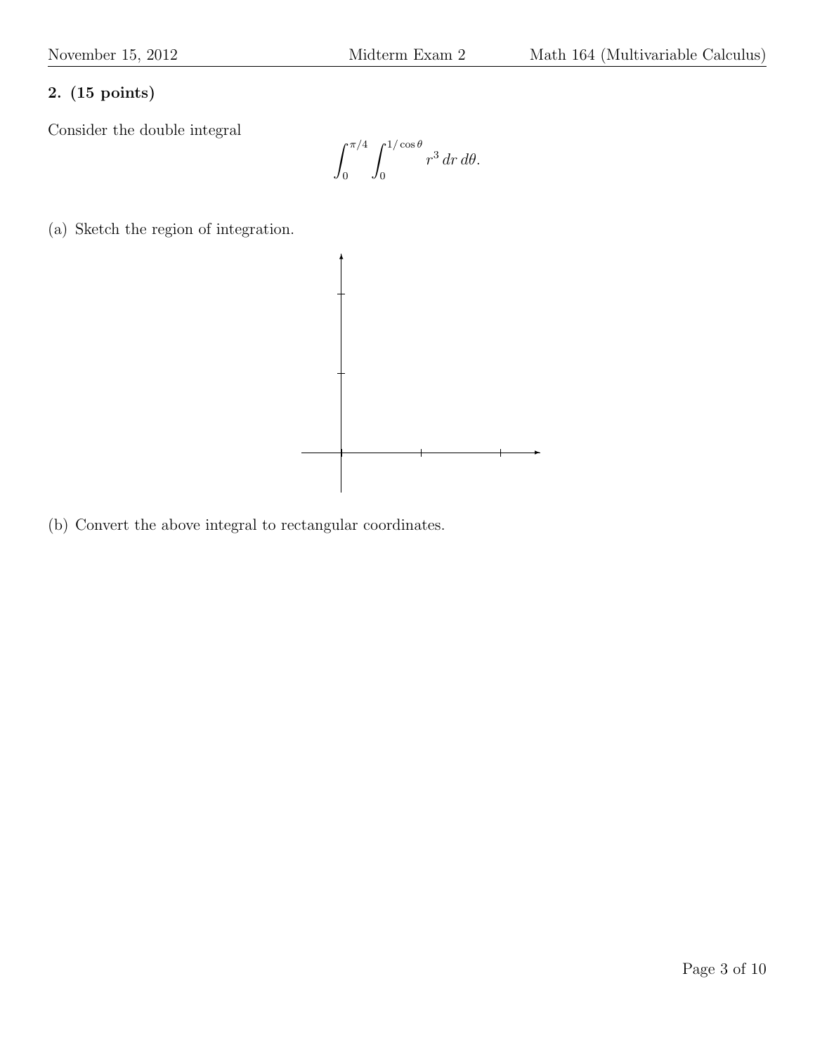**2. (15 points)**

Consider the double integral

$$\int_0^{\pi/4} \int_0^{1/\cos\theta} r^3 \, dr \, d\theta.$$

(a) Sketch the region of integration.

(b) Convert the above integral to rectangular coordinates.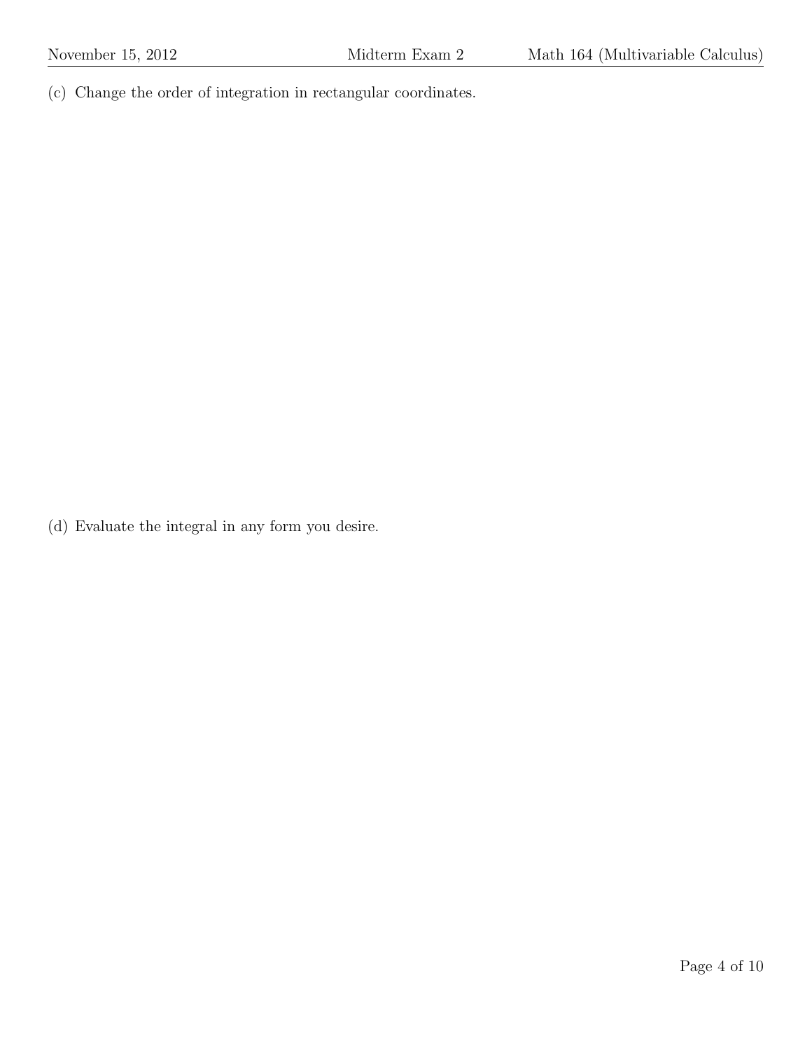(c) Change the order of integration in rectangular coordinates.

(d) Evaluate the integral in any form you desire.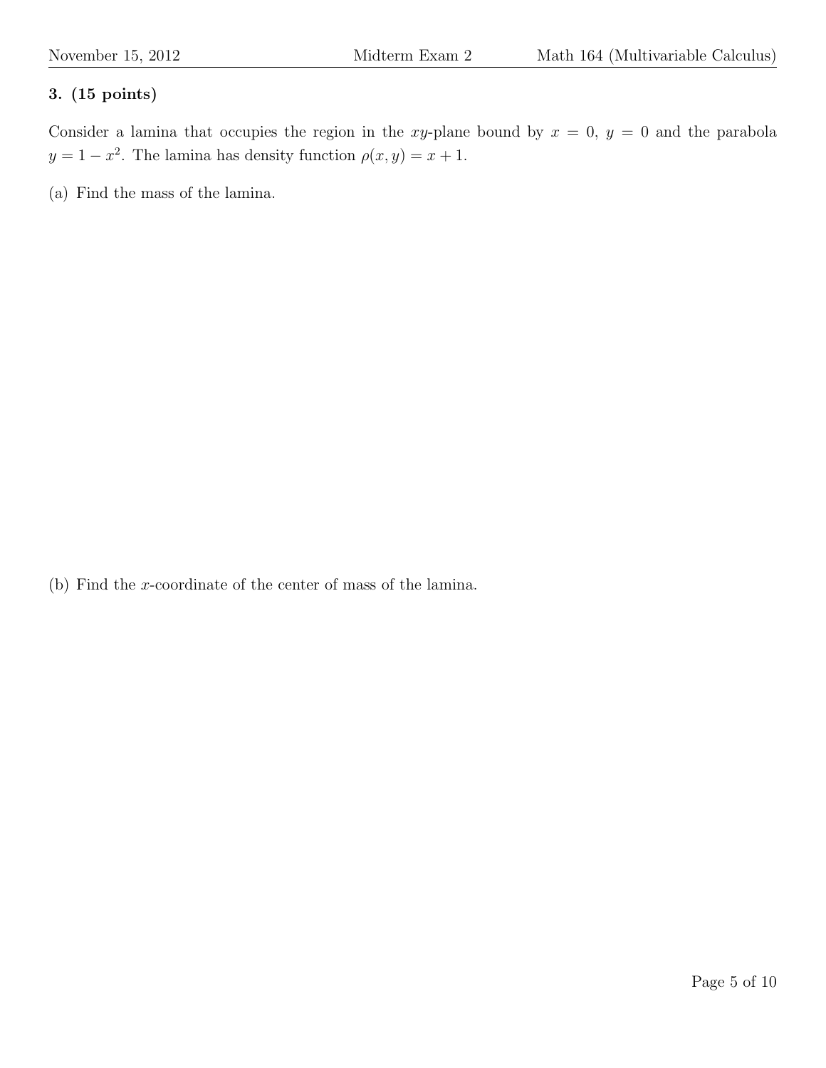**3. (15 points)**

Consider a lamina that occupies the region in the $xy$-plane bound by $x = 0$, $y = 0$ and the parabola $y = 1 - x^2$. The lamina has density function $\rho(x, y) = x + 1$.

(a) Find the mass of the lamina.

(b) Find the $x$-coordinate of the center of mass of the lamina.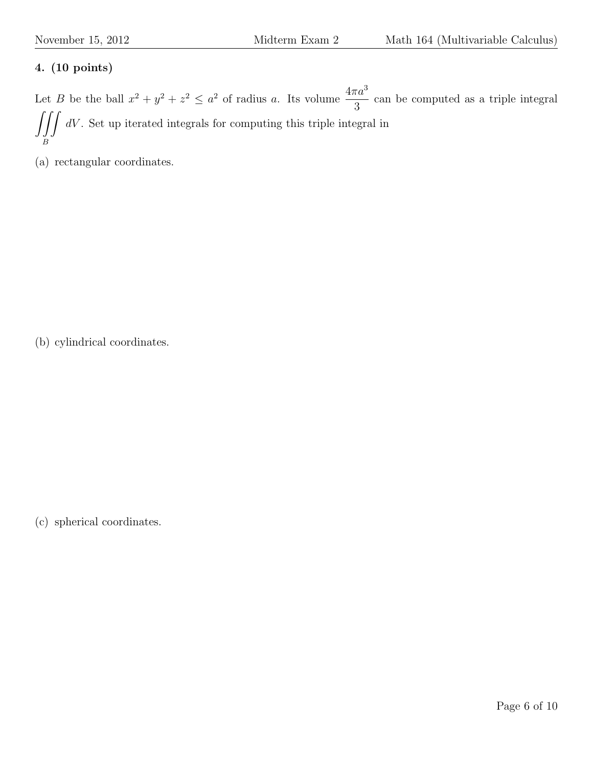**4. (10 points)**

Let $B$ be the ball $x^2 + y^2 + z^2 \leq a^2$ of radius $a$. Its volume $\dfrac{4\pi a^3}{3}$ can be computed as a triple integral $\displaystyle\iiint_B dV$. Set up iterated integrals for computing this triple integral in

(a) rectangular coordinates.

(b) cylindrical coordinates.

(c) spherical coordinates.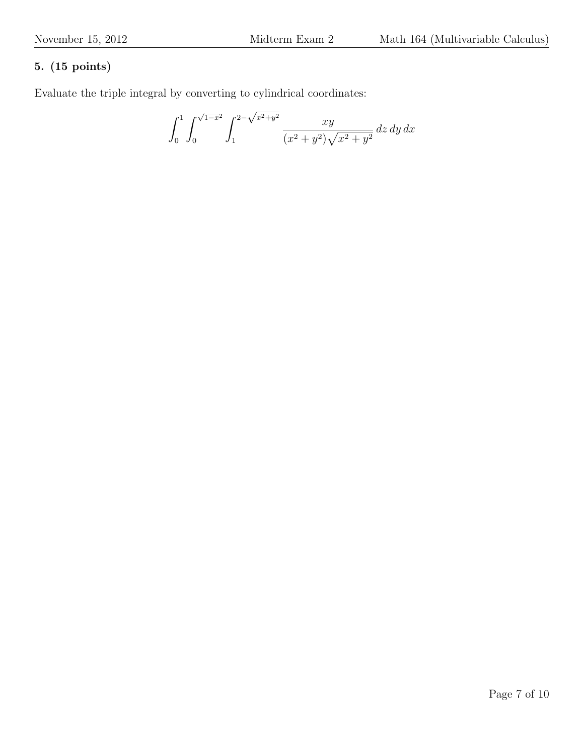**5. (15 points)**

Evaluate the triple integral by converting to cylindrical coordinates:

$$\int_0^1 \int_0^{\sqrt{1-x^2}} \int_1^{2-\sqrt{x^2+y^2}} \frac{xy}{(x^2+y^2)\sqrt{x^2+y^2}} \, dz \, dy \, dx$$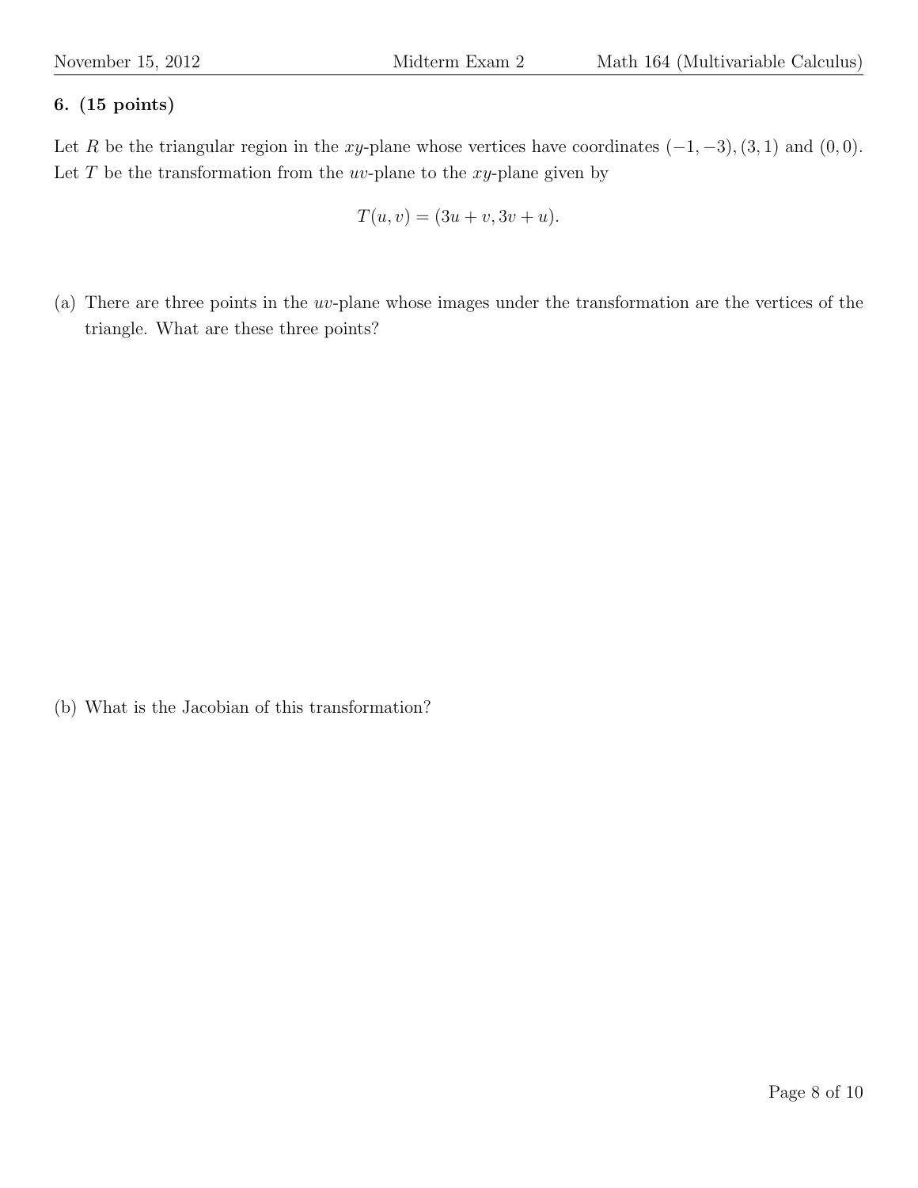**6. (15 points)**

Let $R$ be the triangular region in the $xy$-plane whose vertices have coordinates $(-1, -3), (3, 1)$ and $(0, 0)$. Let $T$ be the transformation from the $uv$-plane to the $xy$-plane given by

$$T(u, v) = (3u + v, 3v + u).$$

(a) There are three points in the $uv$-plane whose images under the transformation are the vertices of the triangle. What are these three points?

(b) What is the Jacobian of this transformation?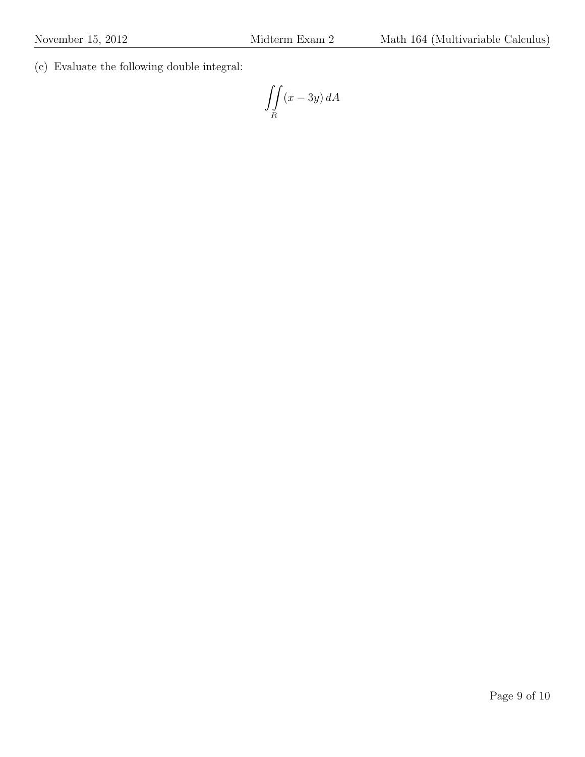(c) Evaluate the following double integral:

$$\iint\limits_R (x - 3y)\, dA$$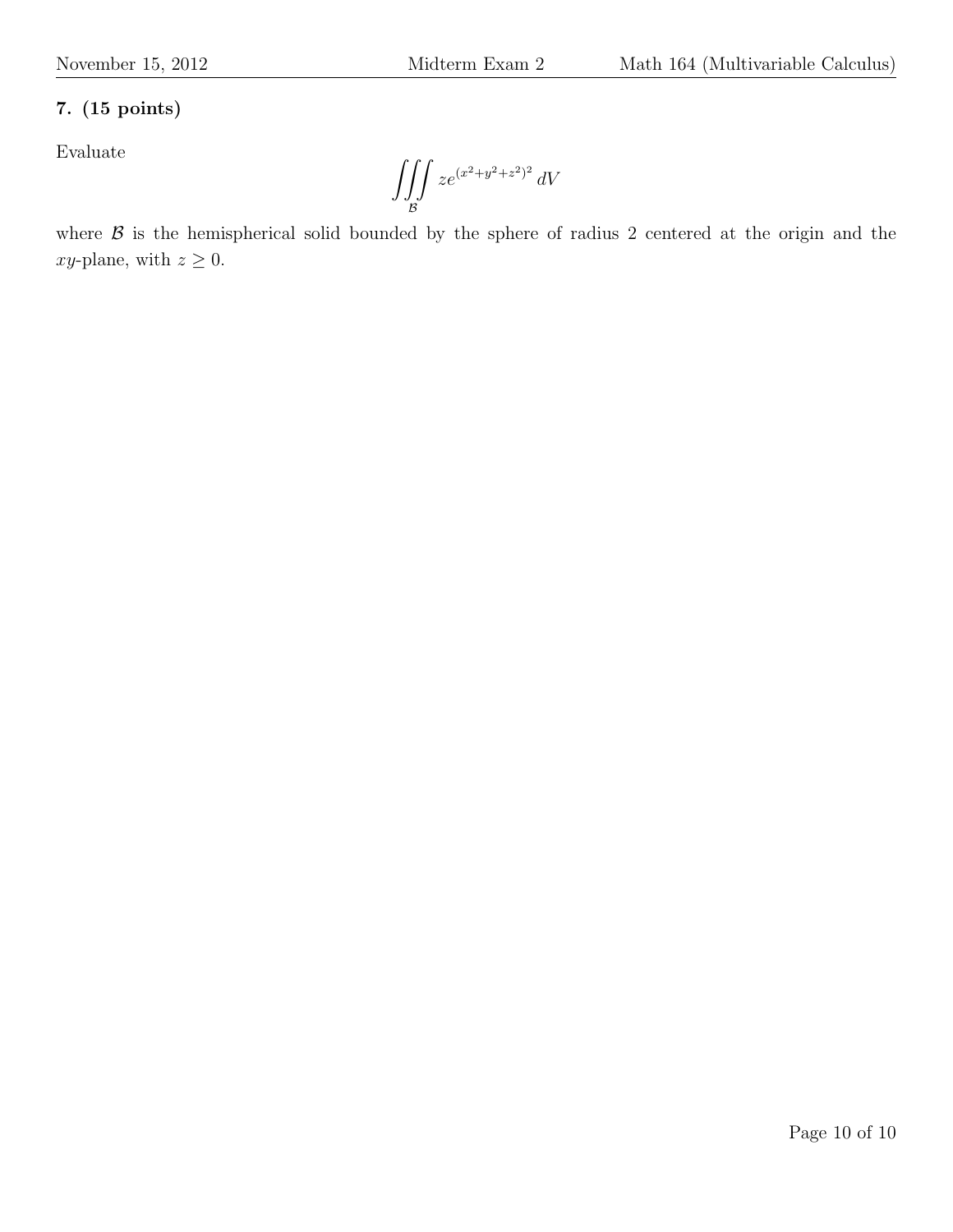**7. (15 points)**

Evaluate

$$\iiint_{\mathcal{B}} z e^{(x^2+y^2+z^2)^2} \, dV$$

where $\mathcal{B}$ is the hemispherical solid bounded by the sphere of radius 2 centered at the origin and the $xy$-plane, with $z \geq 0$.